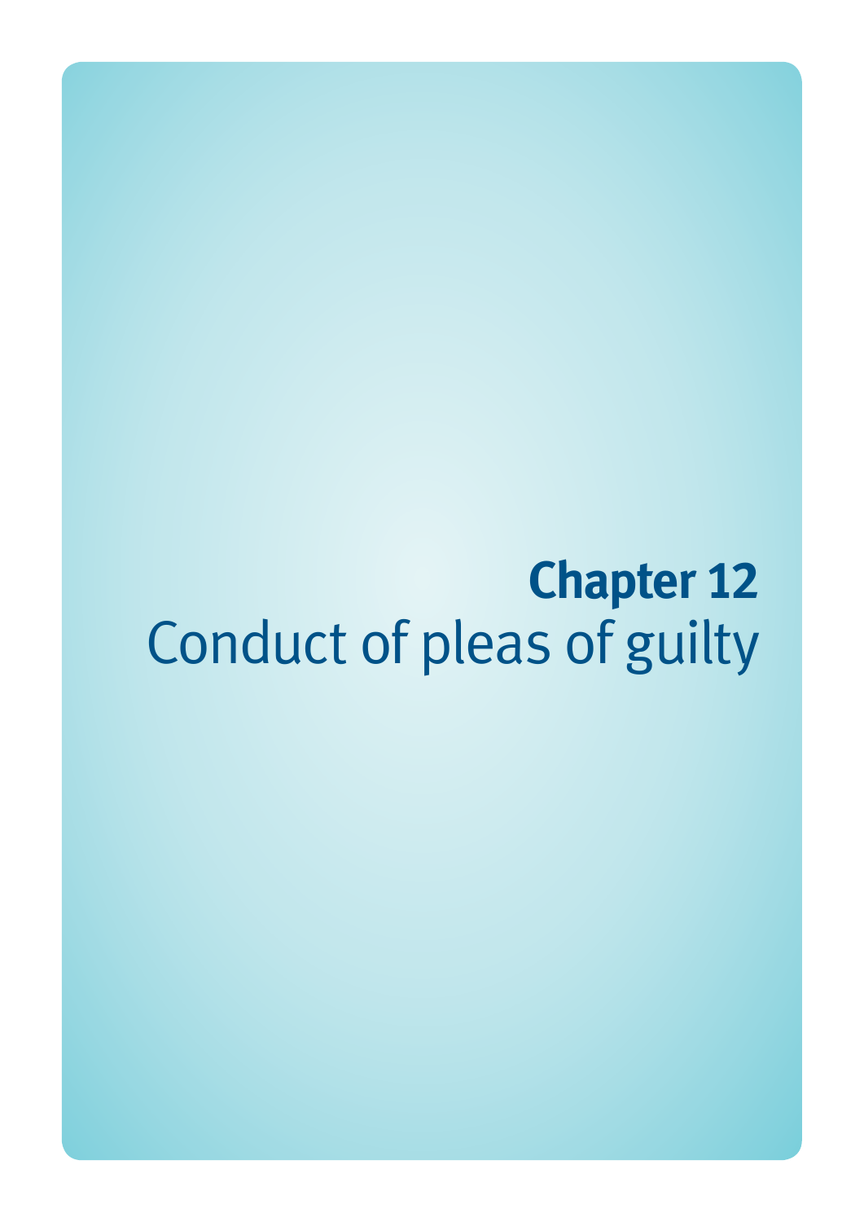# Chapter 12
Conduct of pleas of guilty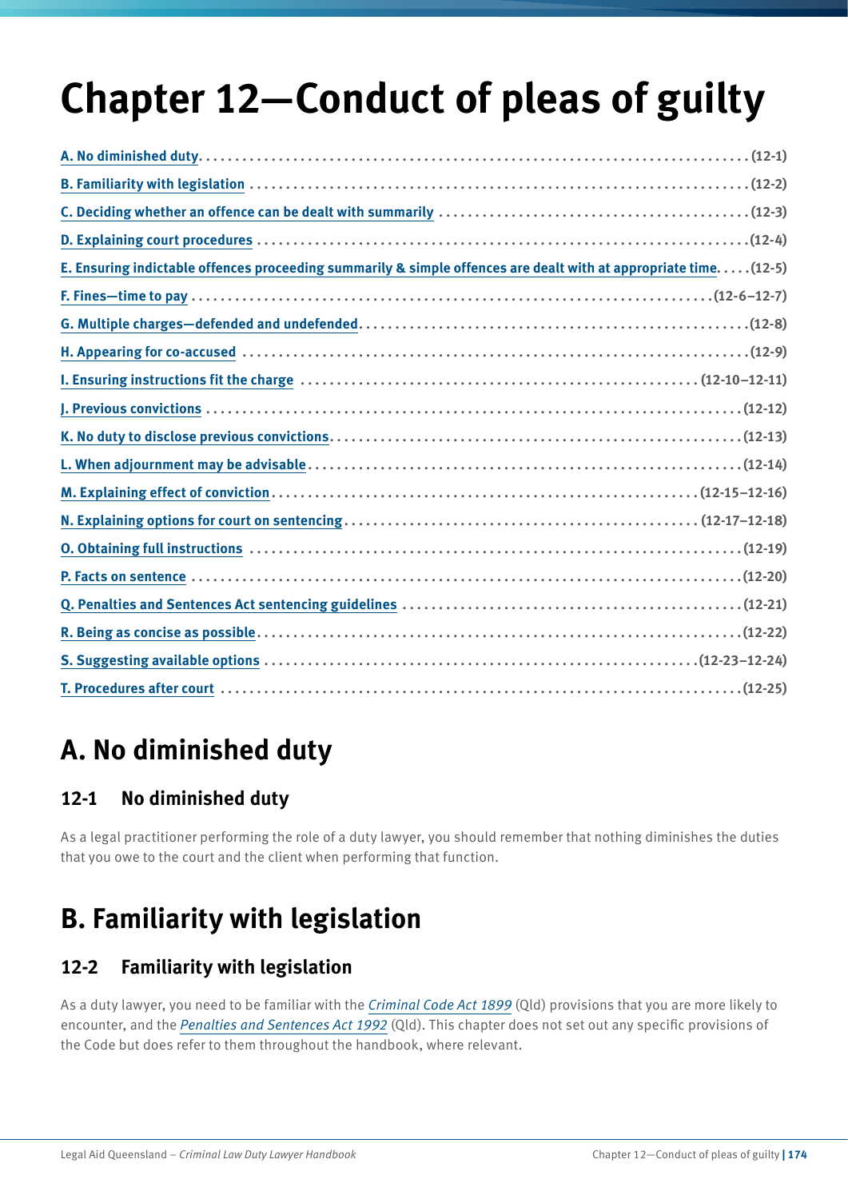# Chapter 12—Conduct of pleas of guilty

- A. No diminished duty ........ (12-1)
- B. Familiarity with legislation ........ (12-2)
- C. Deciding whether an offence can be dealt with summarily ........ (12-3)
- D. Explaining court procedures ........ (12-4)
- E. Ensuring indictable offences proceeding summarily & simple offences are dealt with at appropriate time ........ (12-5)
- F. Fines—time to pay ........ (12-6–12-7)
- G. Multiple charges—defended and undefended ........ (12-8)
- H. Appearing for co-accused ........ (12-9)
- I. Ensuring instructions fit the charge ........ (12-10–12-11)
- J. Previous convictions ........ (12-12)
- K. No duty to disclose previous convictions ........ (12-13)
- L. When adjournment may be advisable ........ (12-14)
- M. Explaining effect of conviction ........ (12-15–12-16)
- N. Explaining options for court on sentencing ........ (12-17–12-18)
- O. Obtaining full instructions ........ (12-19)
- P. Facts on sentence ........ (12-20)
- Q. Penalties and Sentences Act sentencing guidelines ........ (12-21)
- R. Being as concise as possible ........ (12-22)
- S. Suggesting available options ........ (12-23–12-24)
- T. Procedures after court ........ (12-25)

## A. No diminished duty

### 12-1 No diminished duty

As a legal practitioner performing the role of a duty lawyer, you should remember that nothing diminishes the duties that you owe to the court and the client when performing that function.

## B. Familiarity with legislation

### 12-2 Familiarity with legislation

As a duty lawyer, you need to be familiar with the *Criminal Code Act 1899* (Qld) provisions that you are more likely to encounter, and the *Penalties and Sentences Act 1992* (Qld). This chapter does not set out any specific provisions of the Code but does refer to them throughout the handbook, where relevant.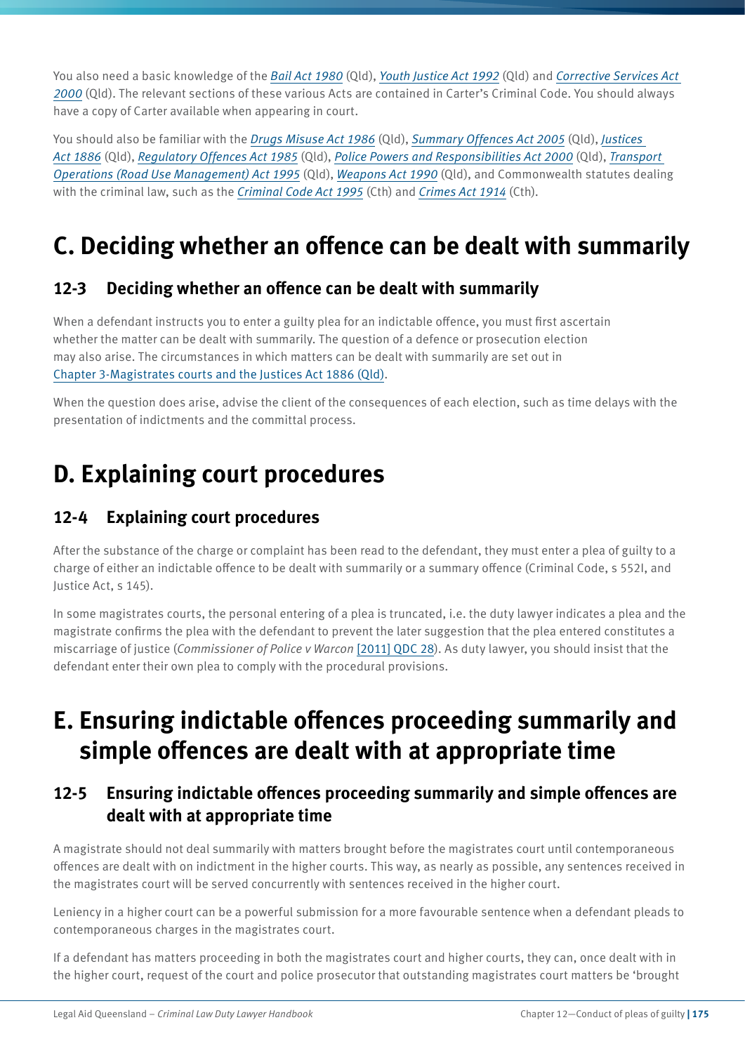You also need a basic knowledge of the *Bail Act 1980* (Qld), *Youth Justice Act 1992* (Qld) and *Corrective Services Act 2000* (Qld). The relevant sections of these various Acts are contained in Carter's Criminal Code. You should always have a copy of Carter available when appearing in court.

You should also be familiar with the *Drugs Misuse Act 1986* (Qld), *Summary Offences Act 2005* (Qld), *Justices Act 1886* (Qld), *Regulatory Offences Act 1985* (Qld), *Police Powers and Responsibilities Act 2000* (Qld), *Transport Operations (Road Use Management) Act 1995* (Qld), *Weapons Act 1990* (Qld), and Commonwealth statutes dealing with the criminal law, such as the *Criminal Code Act 1995* (Cth) and *Crimes Act 1914* (Cth).

# C. Deciding whether an offence can be dealt with summarily

## 12-3 Deciding whether an offence can be dealt with summarily

When a defendant instructs you to enter a guilty plea for an indictable offence, you must first ascertain whether the matter can be dealt with summarily. The question of a defence or prosecution election may also arise. The circumstances in which matters can be dealt with summarily are set out in Chapter 3-Magistrates courts and the Justices Act 1886 (Qld).

When the question does arise, advise the client of the consequences of each election, such as time delays with the presentation of indictments and the committal process.

# D. Explaining court procedures

## 12-4 Explaining court procedures

After the substance of the charge or complaint has been read to the defendant, they must enter a plea of guilty to a charge of either an indictable offence to be dealt with summarily or a summary offence (Criminal Code, s 552I, and Justice Act, s 145).

In some magistrates courts, the personal entering of a plea is truncated, i.e. the duty lawyer indicates a plea and the magistrate confirms the plea with the defendant to prevent the later suggestion that the plea entered constitutes a miscarriage of justice (*Commissioner of Police v Warcon* [2011] QDC 28). As duty lawyer, you should insist that the defendant enter their own plea to comply with the procedural provisions.

# E. Ensuring indictable offences proceeding summarily and simple offences are dealt with at appropriate time

## 12-5 Ensuring indictable offences proceeding summarily and simple offences are dealt with at appropriate time

A magistrate should not deal summarily with matters brought before the magistrates court until contemporaneous offences are dealt with on indictment in the higher courts. This way, as nearly as possible, any sentences received in the magistrates court will be served concurrently with sentences received in the higher court.

Leniency in a higher court can be a powerful submission for a more favourable sentence when a defendant pleads to contemporaneous charges in the magistrates court.

If a defendant has matters proceeding in both the magistrates court and higher courts, they can, once dealt with in the higher court, request of the court and police prosecutor that outstanding magistrates court matters be 'brought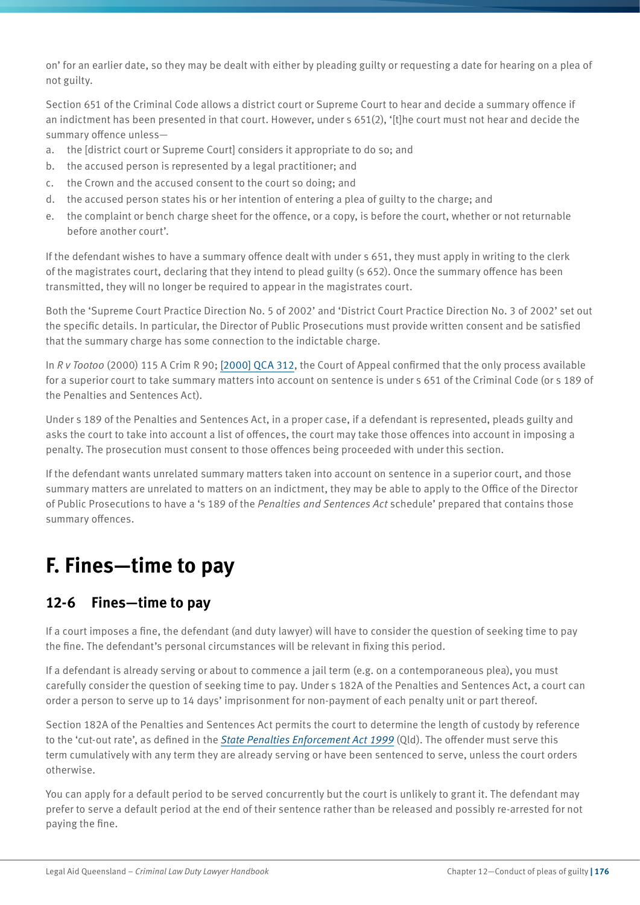on' for an earlier date, so they may be dealt with either by pleading guilty or requesting a date for hearing on a plea of not guilty.

Section 651 of the Criminal Code allows a district court or Supreme Court to hear and decide a summary offence if an indictment has been presented in that court. However, under s 651(2), '[t]he court must not hear and decide the summary offence unless—

a. the [district court or Supreme Court] considers it appropriate to do so; and
b. the accused person is represented by a legal practitioner; and
c. the Crown and the accused consent to the court so doing; and
d. the accused person states his or her intention of entering a plea of guilty to the charge; and
e. the complaint or bench charge sheet for the offence, or a copy, is before the court, whether or not returnable before another court'.

If the defendant wishes to have a summary offence dealt with under s 651, they must apply in writing to the clerk of the magistrates court, declaring that they intend to plead guilty (s 652). Once the summary offence has been transmitted, they will no longer be required to appear in the magistrates court.

Both the 'Supreme Court Practice Direction No. 5 of 2002' and 'District Court Practice Direction No. 3 of 2002' set out the specific details. In particular, the Director of Public Prosecutions must provide written consent and be satisfied that the summary charge has some connection to the indictable charge.

In *R v Tootoo* (2000) 115 A Crim R 90; [2000] QCA 312, the Court of Appeal confirmed that the only process available for a superior court to take summary matters into account on sentence is under s 651 of the Criminal Code (or s 189 of the Penalties and Sentences Act).

Under s 189 of the Penalties and Sentences Act, in a proper case, if a defendant is represented, pleads guilty and asks the court to take into account a list of offences, the court may take those offences into account in imposing a penalty. The prosecution must consent to those offences being proceeded with under this section.

If the defendant wants unrelated summary matters taken into account on sentence in a superior court, and those summary matters are unrelated to matters on an indictment, they may be able to apply to the Office of the Director of Public Prosecutions to have a 's 189 of the *Penalties and Sentences Act* schedule' prepared that contains those summary offences.

# F. Fines—time to pay

## 12-6 Fines—time to pay

If a court imposes a fine, the defendant (and duty lawyer) will have to consider the question of seeking time to pay the fine. The defendant's personal circumstances will be relevant in fixing this period.

If a defendant is already serving or about to commence a jail term (e.g. on a contemporaneous plea), you must carefully consider the question of seeking time to pay. Under s 182A of the Penalties and Sentences Act, a court can order a person to serve up to 14 days' imprisonment for non-payment of each penalty unit or part thereof.

Section 182A of the Penalties and Sentences Act permits the court to determine the length of custody by reference to the 'cut-out rate', as defined in the *State Penalties Enforcement Act 1999* (Qld). The offender must serve this term cumulatively with any term they are already serving or have been sentenced to serve, unless the court orders otherwise.

You can apply for a default period to be served concurrently but the court is unlikely to grant it. The defendant may prefer to serve a default period at the end of their sentence rather than be released and possibly re-arrested for not paying the fine.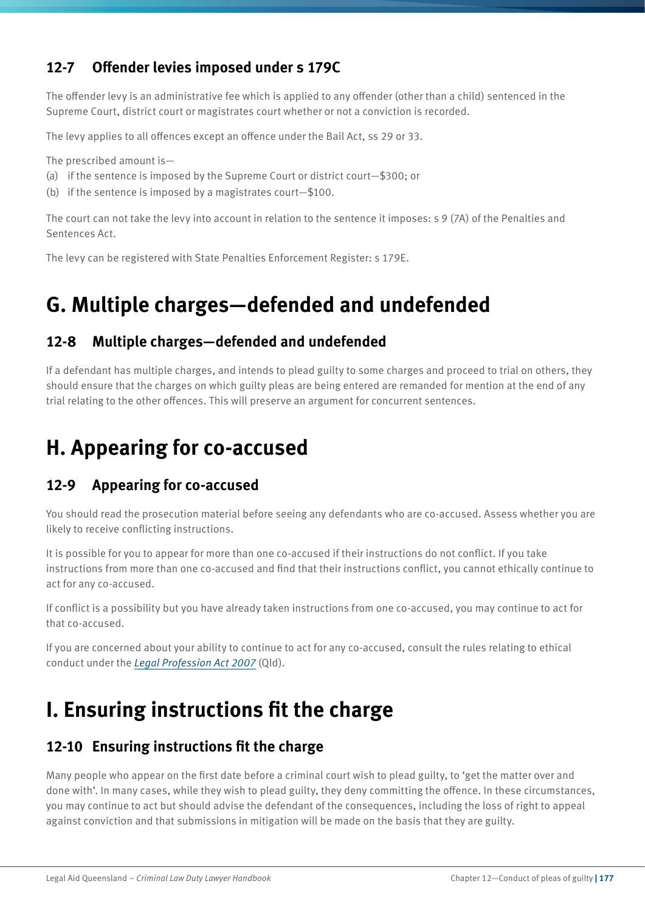### 12-7 Offender levies imposed under s 179C

The offender levy is an administrative fee which is applied to any offender (other than a child) sentenced in the Supreme Court, district court or magistrates court whether or not a conviction is recorded.

The levy applies to all offences except an offence under the Bail Act, ss 29 or 33.

The prescribed amount is—

(a) if the sentence is imposed by the Supreme Court or district court—$300; or

(b) if the sentence is imposed by a magistrates court—$100.

The court can not take the levy into account in relation to the sentence it imposes: s 9 (7A) of the Penalties and Sentences Act.

The levy can be registered with State Penalties Enforcement Register: s 179E.

## G. Multiple charges—defended and undefended

### 12-8 Multiple charges—defended and undefended

If a defendant has multiple charges, and intends to plead guilty to some charges and proceed to trial on others, they should ensure that the charges on which guilty pleas are being entered are remanded for mention at the end of any trial relating to the other offences. This will preserve an argument for concurrent sentences.

## H. Appearing for co-accused

### 12-9 Appearing for co-accused

You should read the prosecution material before seeing any defendants who are co-accused. Assess whether you are likely to receive conflicting instructions.

It is possible for you to appear for more than one co-accused if their instructions do not conflict. If you take instructions from more than one co-accused and find that their instructions conflict, you cannot ethically continue to act for any co-accused.

If conflict is a possibility but you have already taken instructions from one co-accused, you may continue to act for that co-accused.

If you are concerned about your ability to continue to act for any co-accused, consult the rules relating to ethical conduct under the *Legal Profession Act 2007* (Qld).

## I. Ensuring instructions fit the charge

### 12-10 Ensuring instructions fit the charge

Many people who appear on the first date before a criminal court wish to plead guilty, to 'get the matter over and done with'. In many cases, while they wish to plead guilty, they deny committing the offence. In these circumstances, you may continue to act but should advise the defendant of the consequences, including the loss of right to appeal against conviction and that submissions in mitigation will be made on the basis that they are guilty.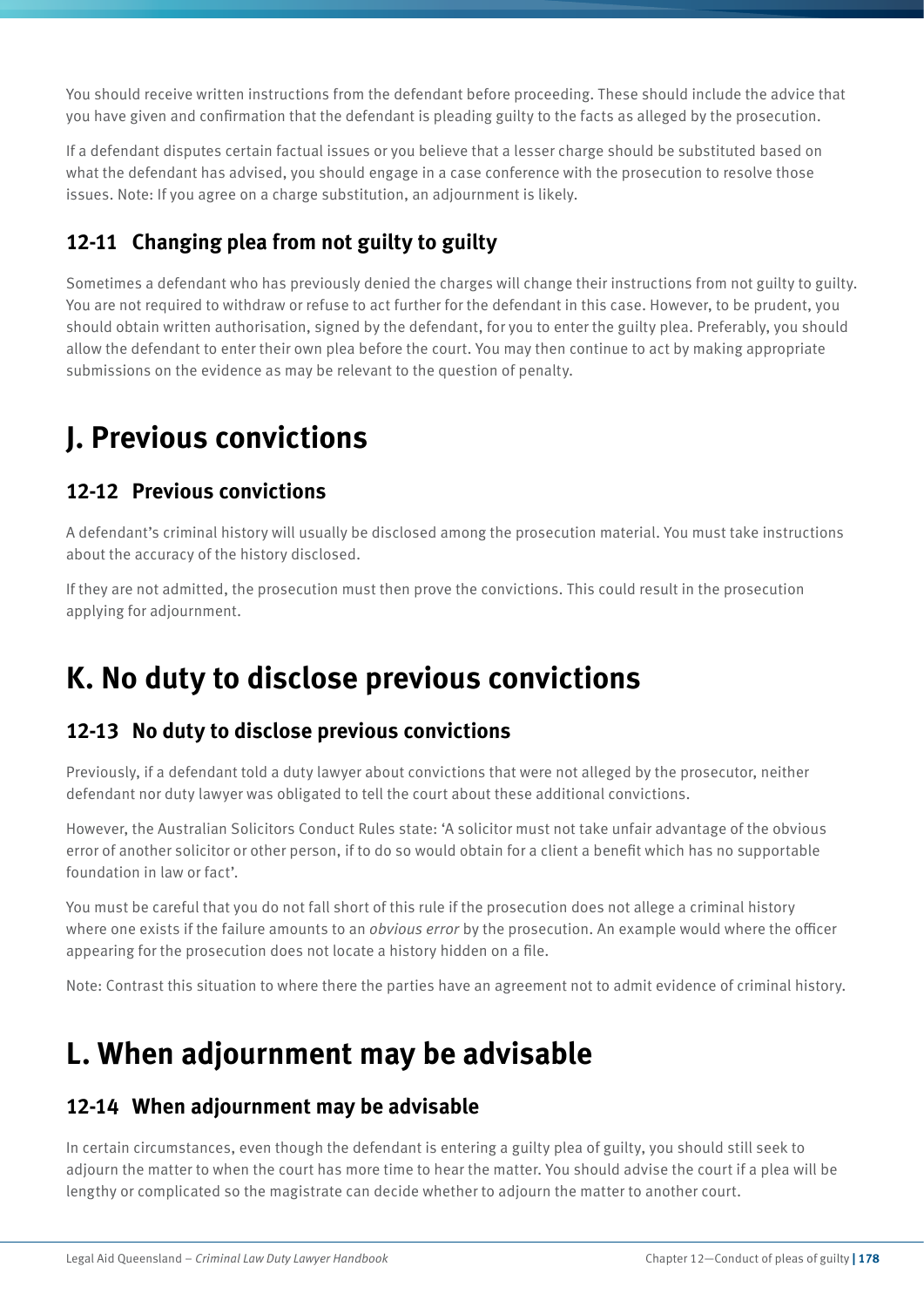You should receive written instructions from the defendant before proceeding. These should include the advice that you have given and confirmation that the defendant is pleading guilty to the facts as alleged by the prosecution.

If a defendant disputes certain factual issues or you believe that a lesser charge should be substituted based on what the defendant has advised, you should engage in a case conference with the prosecution to resolve those issues. Note: If you agree on a charge substitution, an adjournment is likely.

### 12-11 Changing plea from not guilty to guilty

Sometimes a defendant who has previously denied the charges will change their instructions from not guilty to guilty. You are not required to withdraw or refuse to act further for the defendant in this case. However, to be prudent, you should obtain written authorisation, signed by the defendant, for you to enter the guilty plea. Preferably, you should allow the defendant to enter their own plea before the court. You may then continue to act by making appropriate submissions on the evidence as may be relevant to the question of penalty.

## J. Previous convictions

### 12-12 Previous convictions

A defendant's criminal history will usually be disclosed among the prosecution material. You must take instructions about the accuracy of the history disclosed.

If they are not admitted, the prosecution must then prove the convictions. This could result in the prosecution applying for adjournment.

## K. No duty to disclose previous convictions

### 12-13 No duty to disclose previous convictions

Previously, if a defendant told a duty lawyer about convictions that were not alleged by the prosecutor, neither defendant nor duty lawyer was obligated to tell the court about these additional convictions.

However, the Australian Solicitors Conduct Rules state: 'A solicitor must not take unfair advantage of the obvious error of another solicitor or other person, if to do so would obtain for a client a benefit which has no supportable foundation in law or fact'.

You must be careful that you do not fall short of this rule if the prosecution does not allege a criminal history where one exists if the failure amounts to an *obvious error* by the prosecution. An example would where the officer appearing for the prosecution does not locate a history hidden on a file.

Note: Contrast this situation to where there the parties have an agreement not to admit evidence of criminal history.

## L. When adjournment may be advisable

### 12-14 When adjournment may be advisable

In certain circumstances, even though the defendant is entering a guilty plea of guilty, you should still seek to adjourn the matter to when the court has more time to hear the matter. You should advise the court if a plea will be lengthy or complicated so the magistrate can decide whether to adjourn the matter to another court.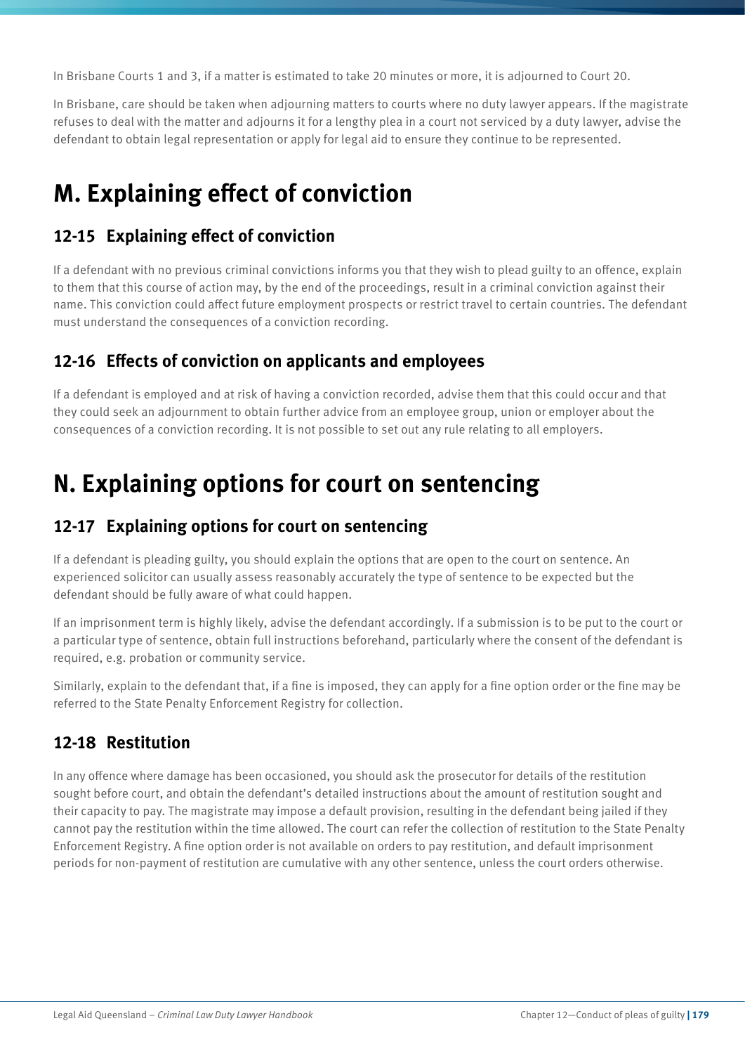In Brisbane Courts 1 and 3, if a matter is estimated to take 20 minutes or more, it is adjourned to Court 20.

In Brisbane, care should be taken when adjourning matters to courts where no duty lawyer appears. If the magistrate refuses to deal with the matter and adjourns it for a lengthy plea in a court not serviced by a duty lawyer, advise the defendant to obtain legal representation or apply for legal aid to ensure they continue to be represented.

# M. Explaining effect of conviction

## 12-15 Explaining effect of conviction

If a defendant with no previous criminal convictions informs you that they wish to plead guilty to an offence, explain to them that this course of action may, by the end of the proceedings, result in a criminal conviction against their name. This conviction could affect future employment prospects or restrict travel to certain countries. The defendant must understand the consequences of a conviction recording.

## 12-16 Effects of conviction on applicants and employees

If a defendant is employed and at risk of having a conviction recorded, advise them that this could occur and that they could seek an adjournment to obtain further advice from an employee group, union or employer about the consequences of a conviction recording. It is not possible to set out any rule relating to all employers.

# N. Explaining options for court on sentencing

## 12-17 Explaining options for court on sentencing

If a defendant is pleading guilty, you should explain the options that are open to the court on sentence. An experienced solicitor can usually assess reasonably accurately the type of sentence to be expected but the defendant should be fully aware of what could happen.

If an imprisonment term is highly likely, advise the defendant accordingly. If a submission is to be put to the court or a particular type of sentence, obtain full instructions beforehand, particularly where the consent of the defendant is required, e.g. probation or community service.

Similarly, explain to the defendant that, if a fine is imposed, they can apply for a fine option order or the fine may be referred to the State Penalty Enforcement Registry for collection.

## 12-18 Restitution

In any offence where damage has been occasioned, you should ask the prosecutor for details of the restitution sought before court, and obtain the defendant's detailed instructions about the amount of restitution sought and their capacity to pay. The magistrate may impose a default provision, resulting in the defendant being jailed if they cannot pay the restitution within the time allowed. The court can refer the collection of restitution to the State Penalty Enforcement Registry. A fine option order is not available on orders to pay restitution, and default imprisonment periods for non-payment of restitution are cumulative with any other sentence, unless the court orders otherwise.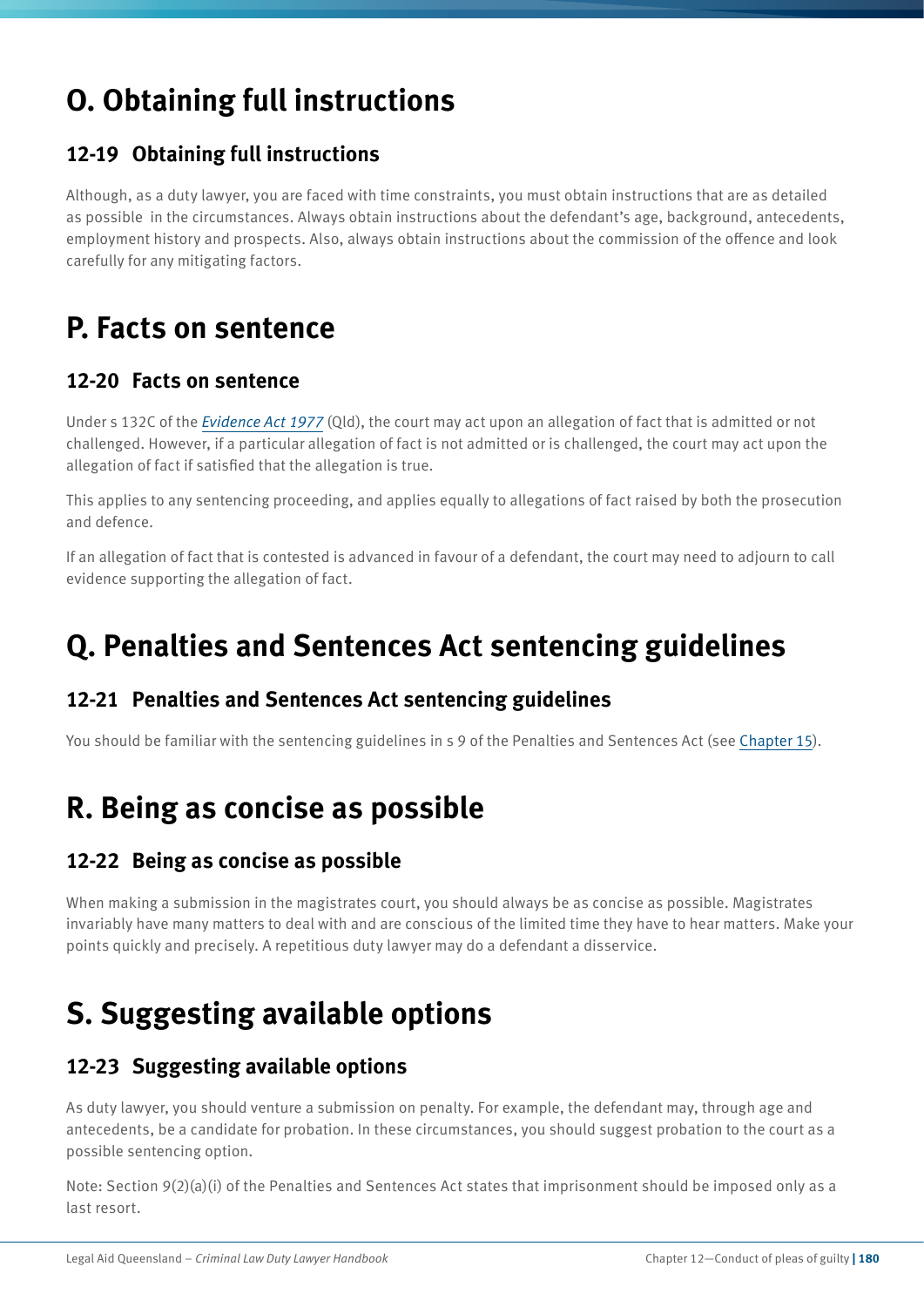# O. Obtaining full instructions

## 12-19 Obtaining full instructions

Although, as a duty lawyer, you are faced with time constraints, you must obtain instructions that are as detailed as possible in the circumstances. Always obtain instructions about the defendant's age, background, antecedents, employment history and prospects. Also, always obtain instructions about the commission of the offence and look carefully for any mitigating factors.

# P. Facts on sentence

## 12-20 Facts on sentence

Under s 132C of the *Evidence Act 1977* (Qld), the court may act upon an allegation of fact that is admitted or not challenged. However, if a particular allegation of fact is not admitted or is challenged, the court may act upon the allegation of fact if satisfied that the allegation is true.

This applies to any sentencing proceeding, and applies equally to allegations of fact raised by both the prosecution and defence.

If an allegation of fact that is contested is advanced in favour of a defendant, the court may need to adjourn to call evidence supporting the allegation of fact.

# Q. Penalties and Sentences Act sentencing guidelines

## 12-21 Penalties and Sentences Act sentencing guidelines

You should be familiar with the sentencing guidelines in s 9 of the Penalties and Sentences Act (see Chapter 15).

# R. Being as concise as possible

## 12-22 Being as concise as possible

When making a submission in the magistrates court, you should always be as concise as possible. Magistrates invariably have many matters to deal with and are conscious of the limited time they have to hear matters. Make your points quickly and precisely. A repetitious duty lawyer may do a defendant a disservice.

# S. Suggesting available options

## 12-23 Suggesting available options

As duty lawyer, you should venture a submission on penalty. For example, the defendant may, through age and antecedents, be a candidate for probation. In these circumstances, you should suggest probation to the court as a possible sentencing option.

Note: Section 9(2)(a)(i) of the Penalties and Sentences Act states that imprisonment should be imposed only as a last resort.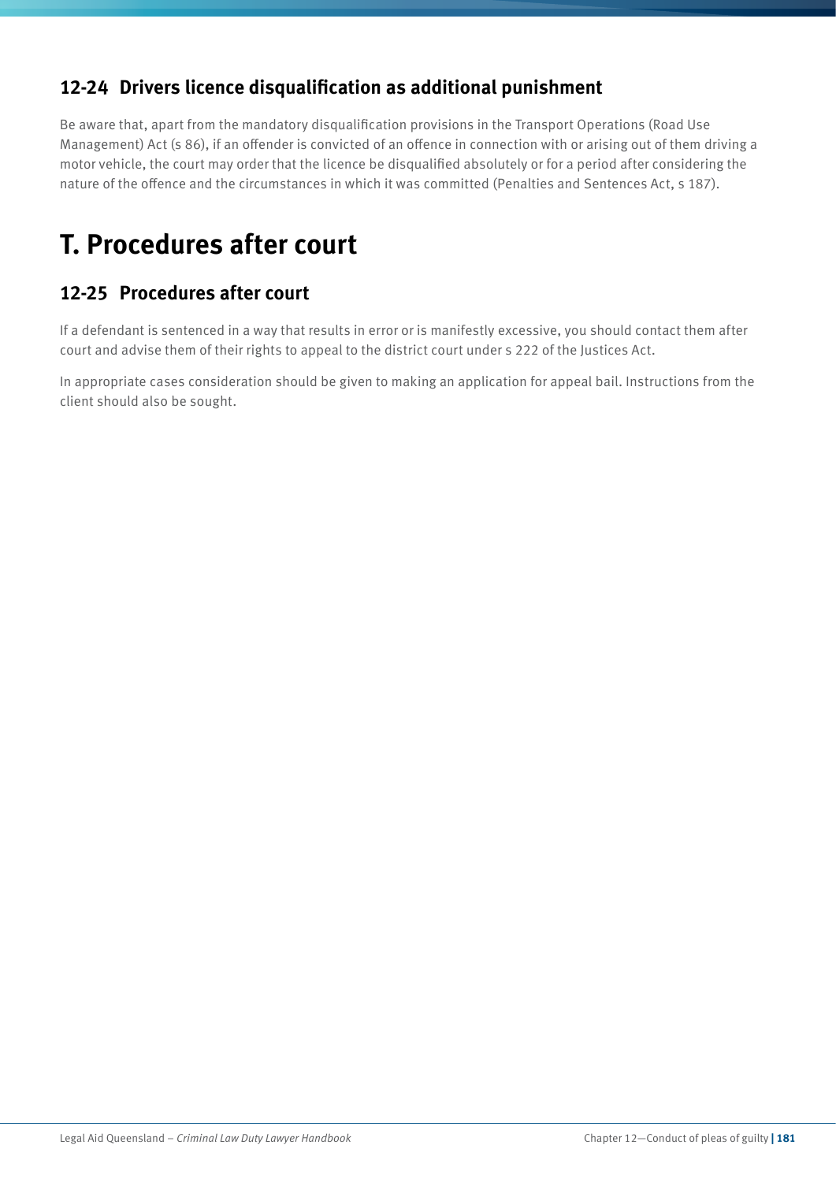### 12-24 Drivers licence disqualification as additional punishment

Be aware that, apart from the mandatory disqualification provisions in the Transport Operations (Road Use Management) Act (s 86), if an offender is convicted of an offence in connection with or arising out of them driving a motor vehicle, the court may order that the licence be disqualified absolutely or for a period after considering the nature of the offence and the circumstances in which it was committed (Penalties and Sentences Act, s 187).

## T. Procedures after court

### 12-25 Procedures after court

If a defendant is sentenced in a way that results in error or is manifestly excessive, you should contact them after court and advise them of their rights to appeal to the district court under s 222 of the Justices Act.

In appropriate cases consideration should be given to making an application for appeal bail. Instructions from the client should also be sought.